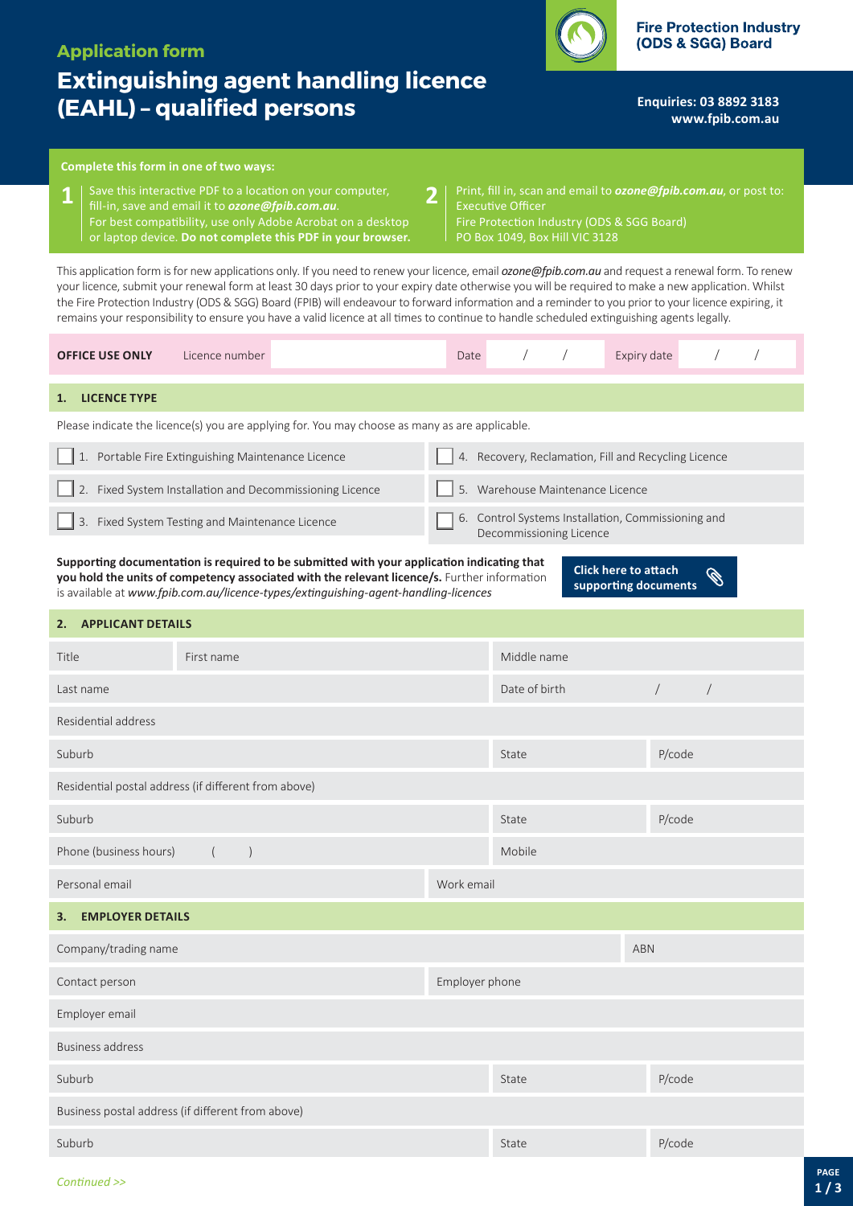## Application form

# Extinguishing agent handling licence (EAHL) – qualified persons

**Fire Protection Industry (ODS & SGG) Board**

**Enquiries: 03 8892 3183**
**www.fpib.com.au**

**Complete this form in one of two ways:**

1. Save this interactive PDF to a location on your computer, fill-in, save and email it to ***ozone@fpib.com.au***. For best compatibility, use only Adobe Acrobat on a desktop or laptop device. **Do not complete this PDF in your browser.**
2. Print, fill in, scan and email to ***ozone@fpib.com.au***, or post to: Executive Officer, Fire Protection Industry (ODS & SGG Board), PO Box 1049, Box Hill VIC 3128

This application form is for new applications only. If you need to renew your licence, email *ozone@fpib.com.au* and request a renewal form. To renew your licence, submit your renewal form at least 30 days prior to your expiry date otherwise you will be required to make a new application. Whilst the Fire Protection Industry (ODS & SGG) Board (FPIB) will endeavour to forward information and a reminder to you prior to your licence expiring, it remains your responsibility to ensure you have a valid licence at all times to continue to handle scheduled extinguishing agents legally.

| **OFFICE USE ONLY** | Licence number | | Date | / / | Expiry date | / / |
|---|---|---|---|---|---|---|

## 1. LICENCE TYPE

Please indicate the licence(s) you are applying for. You may choose as many as are applicable.

- ☐ 1. Portable Fire Extinguishing Maintenance Licence
- ☐ 2. Fixed System Installation and Decommissioning Licence
- ☐ 3. Fixed System Testing and Maintenance Licence
- ☐ 4. Recovery, Reclamation, Fill and Recycling Licence
- ☐ 5. Warehouse Maintenance Licence
- ☐ 6. Control Systems Installation, Commissioning and Decommissioning Licence

**Supporting documentation is required to be submitted with your application indicating that you hold the units of competency associated with the relevant licence/s.** Further information is available at *www.fpib.com.au/licence-types/extinguishing-agent-handling-licences*

**Click here to attach supporting documents**

## 2. APPLICANT DETAILS

| Title | First name | Middle name | |
|---|---|---|---|
| Last name | | Date of birth / / | |
| Residential address | | | |
| Suburb | | State | P/code |
| Residential postal address (if different from above) | | | |
| Suburb | | State | P/code |
| Phone (business hours) ( ) | | Mobile | |
| Personal email | | Work email | |

## 3. EMPLOYER DETAILS

| Company/trading name | | ABN |
|---|---|---|
| Contact person | Employer phone | |
| Employer email | | |
| Business address | | |
| Suburb | State | P/code |
| Business postal address (if different from above) | | |
| Suburb | State | P/code |

*Continued >>*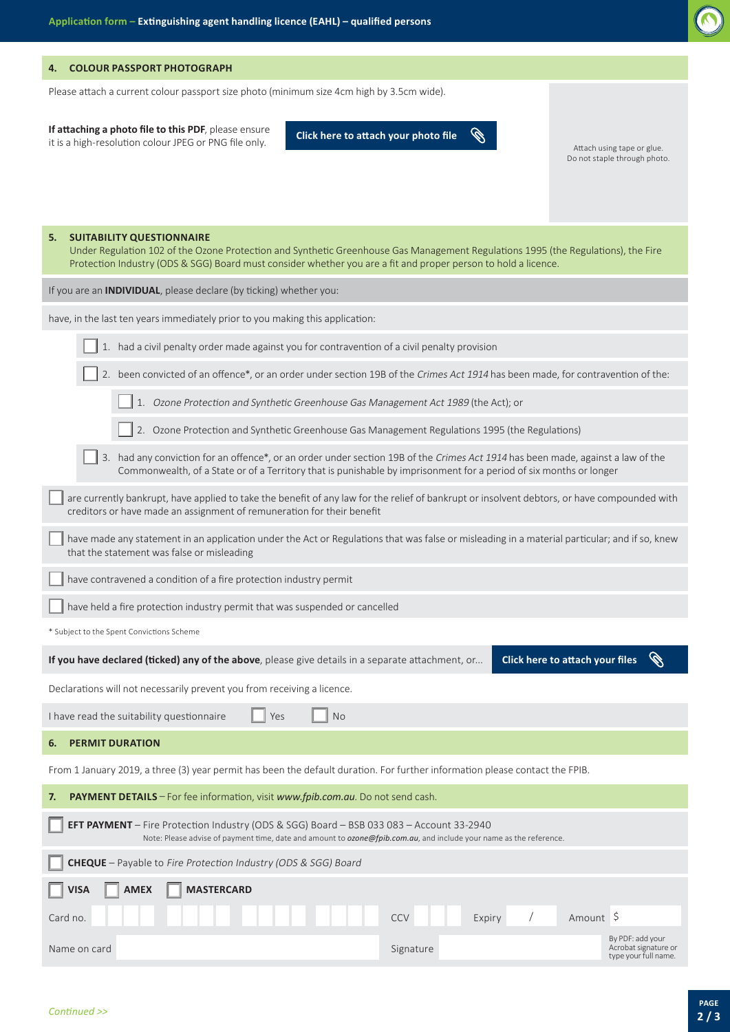## 4. COLOUR PASSPORT PHOTOGRAPH

Please attach a current colour passport size photo (minimum size 4cm high by 3.5cm wide).

**If attaching a photo file to this PDF**, please ensure it is a high-resolution colour JPEG or PNG file only.

**Click here to attach your photo file**

Attach using tape or glue. Do not staple through photo.

## 5. SUITABILITY QUESTIONNAIRE

Under Regulation 102 of the Ozone Protection and Synthetic Greenhouse Gas Management Regulations 1995 (the Regulations), the Fire Protection Industry (ODS & SGG) Board must consider whether you are a fit and proper person to hold a licence.

If you are an **INDIVIDUAL**, please declare (by ticking) whether you:

have, in the last ten years immediately prior to you making this application:

- ☐ 1. had a civil penalty order made against you for contravention of a civil penalty provision
- ☐ 2. been convicted of an offence*, or an order under section 19B of the *Crimes Act 1914* has been made, for contravention of the:
  - ☐ 1. *Ozone Protection and Synthetic Greenhouse Gas Management Act 1989* (the Act); or
  - ☐ 2. Ozone Protection and Synthetic Greenhouse Gas Management Regulations 1995 (the Regulations)
- ☐ 3. had any conviction for an offence*, or an order under section 19B of the *Crimes Act 1914* has been made, against a law of the Commonwealth, of a State or of a Territory that is punishable by imprisonment for a period of six months or longer

☐ are currently bankrupt, have applied to take the benefit of any law for the relief of bankrupt or insolvent debtors, or have compounded with creditors or have made an assignment of remuneration for their benefit

☐ have made any statement in an application under the Act or Regulations that was false or misleading in a material particular; and if so, knew that the statement was false or misleading

☐ have contravened a condition of a fire protection industry permit

☐ have held a fire protection industry permit that was suspended or cancelled

\* Subject to the Spent Convictions Scheme

**If you have declared (ticked) any of the above**, please give details in a separate attachment, or... **Click here to attach your files**

Declarations will not necessarily prevent you from receiving a licence.

I have read the suitability questionnaire ☐ Yes ☐ No

## 6. PERMIT DURATION

From 1 January 2019, a three (3) year permit has been the default duration. For further information please contact the FPIB.

## 7. PAYMENT DETAILS – For fee information, visit *www.fpib.com.au*. Do not send cash.

☐ **EFT PAYMENT** – Fire Protection Industry (ODS & SGG) Board – BSB 033 083 – Account 33-2940
Note: Please advise of payment time, date and amount to ***ozone@fpib.com.au***, and include your name as the reference.

☐ **CHEQUE** – Payable to *Fire Protection Industry (ODS & SGG) Board*

☐ **VISA** ☐ **AMEX** ☐ **MASTERCARD**

Card no. ____ ____ ____ ____ CCV ___ Expiry __ / __ Amount $ ______

Name on card ______________ Signature ______________ By PDF: add your Acrobat signature or type your full name.

*Continued >>*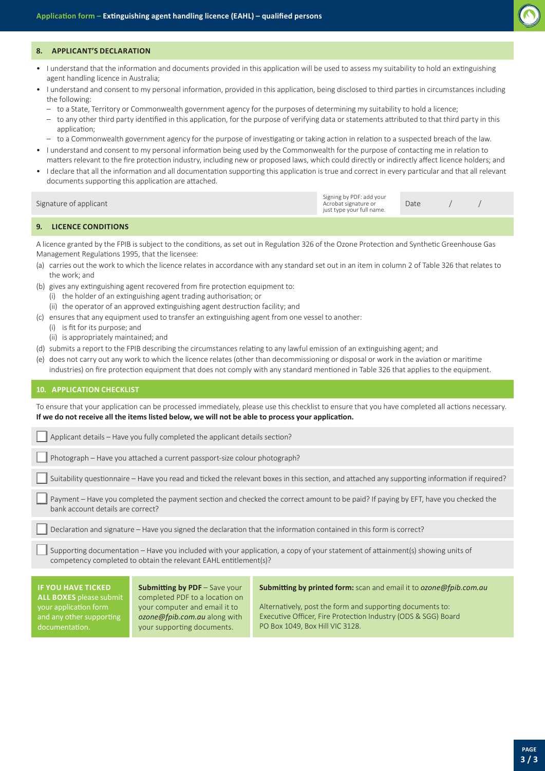## 8. APPLICANT'S DECLARATION

- I understand that the information and documents provided in this application will be used to assess my suitability to hold an extinguishing agent handling licence in Australia;
- I understand and consent to my personal information, provided in this application, being disclosed to third parties in circumstances including the following:
  - to a State, Territory or Commonwealth government agency for the purposes of determining my suitability to hold a licence;
  - to any other third party identified in this application, for the purpose of verifying data or statements attributed to that third party in this application;
  - to a Commonwealth government agency for the purpose of investigating or taking action in relation to a suspected breach of the law.
- I understand and consent to my personal information being used by the Commonwealth for the purpose of contacting me in relation to matters relevant to the fire protection industry, including new or proposed laws, which could directly or indirectly affect licence holders; and
- I declare that all the information and all documentation supporting this application is true and correct in every particular and that all relevant documents supporting this application are attached.

| | | |
|---|---|---|
| Signature of applicant | Signing by PDF: add your Acrobat signature or just type your full name. | Date / / |

## 9. LICENCE CONDITIONS

A licence granted by the FPIB is subject to the conditions, as set out in Regulation 326 of the Ozone Protection and Synthetic Greenhouse Gas Management Regulations 1995, that the licensee:

(a) carries out the work to which the licence relates in accordance with any standard set out in an item in column 2 of Table 326 that relates to the work; and

(b) gives any extinguishing agent recovered from fire protection equipment to:
   (i) the holder of an extinguishing agent trading authorisation; or
   (ii) the operator of an approved extinguishing agent destruction facility; and

(c) ensures that any equipment used to transfer an extinguishing agent from one vessel to another:
   (i) is fit for its purpose; and
   (ii) is appropriately maintained; and

(d) submits a report to the FPIB describing the circumstances relating to any lawful emission of an extinguishing agent; and

(e) does not carry out any work to which the licence relates (other than decommissioning or disposal or work in the aviation or maritime industries) on fire protection equipment that does not comply with any standard mentioned in Table 326 that applies to the equipment.

## 10. APPLICATION CHECKLIST

To ensure that your application can be processed immediately, please use this checklist to ensure that you have completed all actions necessary. **If we do not receive all the items listed below, we will not be able to process your application.**

- ☐ Applicant details – Have you fully completed the applicant details section?
- ☐ Photograph – Have you attached a current passport-size colour photograph?
- ☐ Suitability questionnaire – Have you read and ticked the relevant boxes in this section, and attached any supporting information if required?
- ☐ Payment – Have you completed the payment section and checked the correct amount to be paid? If paying by EFT, have you checked the bank account details are correct?
- ☐ Declaration and signature – Have you signed the declaration that the information contained in this form is correct?
- ☐ Supporting documentation – Have you included with your application, a copy of your statement of attainment(s) showing units of competency completed to obtain the relevant EAHL entitlement(s)?

**IF YOU HAVE TICKED ALL BOXES** please submit your application form and any other supporting documentation.

**Submitting by PDF** – Save your completed PDF to a location on your computer and email it to *ozone@fpib.com.au* along with your supporting documents.

**Submitting by printed form:** scan and email it to *ozone@fpib.com.au*

Alternatively, post the form and supporting documents to:
Executive Officer, Fire Protection Industry (ODS & SGG) Board
PO Box 1049, Box Hill VIC 3128.